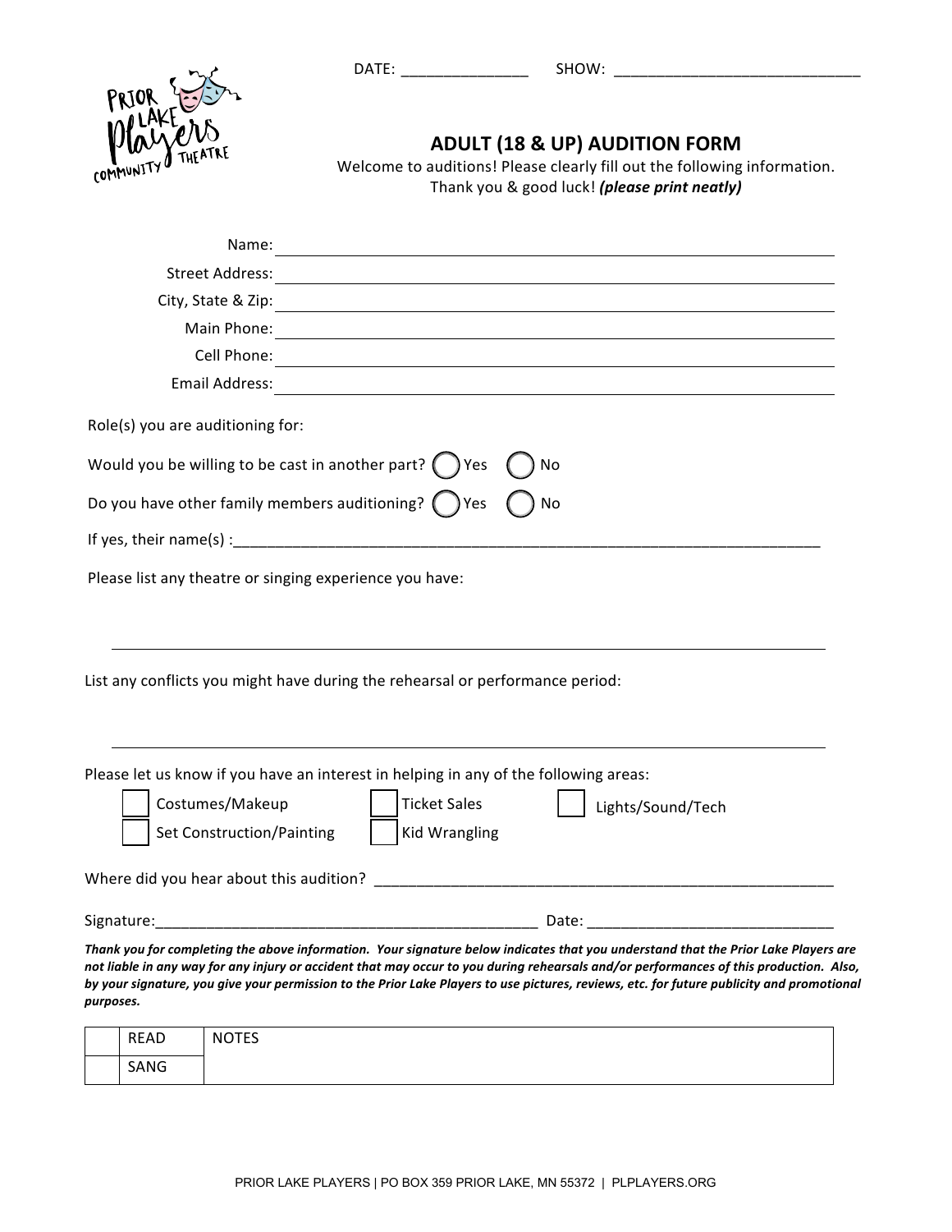DATE: _______________ SHOW: _____________________________

PRIOR LAKE Players COMMUNITY THEATRE

## ADULT (18 & UP) AUDITION FORM

Welcome to auditions! Please clearly fill out the following information.
Thank you & good luck! ***(please print neatly)***

Name: ____________________________________________

Street Address: ____________________________________________

City, State & Zip: ____________________________________________

Main Phone: ____________________________________________

Cell Phone: ____________________________________________

Email Address: ____________________________________________

Role(s) you are auditioning for:

Would you be willing to be cast in another part? ◯ Yes ◯ No

Do you have other family members auditioning? ◯ Yes ◯ No

If yes, their name(s) :__________________________________________________________________________

Please list any theatre or singing experience you have:

____________________________________________________________________________

List any conflicts you might have during the rehearsal or performance period:

____________________________________________________________________________

Please let us know if you have an interest in helping in any of the following areas:

- ☐ Costumes/Makeup
- ☐ Ticket Sales
- ☐ Lights/Sound/Tech
- ☐ Set Construction/Painting
- ☐ Kid Wrangling

Where did you hear about this audition? _________________________________________________________

Signature:_______________________________________________ Date: ______________________________

***Thank you for completing the above information. Your signature below indicates that you understand that the Prior Lake Players are not liable in any way for any injury or accident that may occur to you during rehearsals and/or performances of this production. Also, by your signature, you give your permission to the Prior Lake Players to use pictures, reviews, etc. for future publicity and promotional purposes.***

| | READ | NOTES |
|---|---|---|
| | SANG | |

PRIOR LAKE PLAYERS | PO BOX 359 PRIOR LAKE, MN 55372 | PLPLAYERS.ORG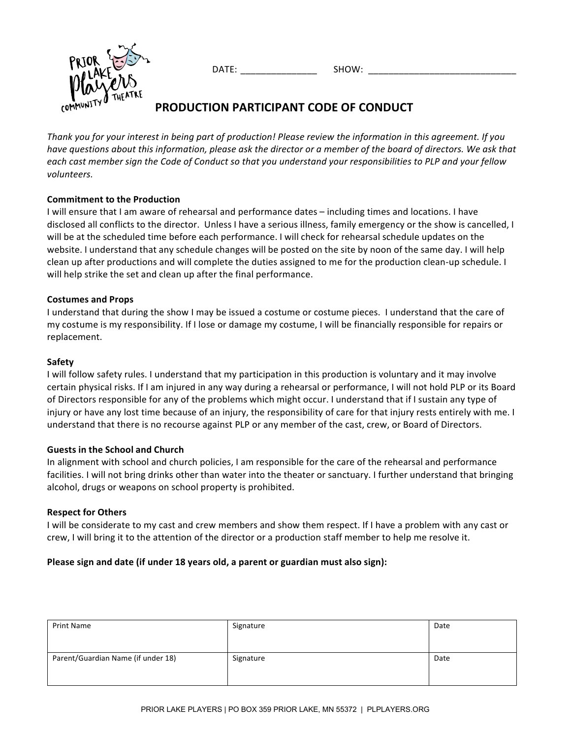DATE: _______________ SHOW: _____________________________

# PRODUCTION PARTICIPANT CODE OF CONDUCT

*Thank you for your interest in being part of production! Please review the information in this agreement. If you have questions about this information, please ask the director or a member of the board of directors. We ask that each cast member sign the Code of Conduct so that you understand your responsibilities to PLP and your fellow volunteers.*

**Commitment to the Production**

I will ensure that I am aware of rehearsal and performance dates – including times and locations. I have disclosed all conflicts to the director. Unless I have a serious illness, family emergency or the show is cancelled, I will be at the scheduled time before each performance. I will check for rehearsal schedule updates on the website. I understand that any schedule changes will be posted on the site by noon of the same day. I will help clean up after productions and will complete the duties assigned to me for the production clean-up schedule. I will help strike the set and clean up after the final performance.

**Costumes and Props**

I understand that during the show I may be issued a costume or costume pieces. I understand that the care of my costume is my responsibility. If I lose or damage my costume, I will be financially responsible for repairs or replacement.

**Safety**

I will follow safety rules. I understand that my participation in this production is voluntary and it may involve certain physical risks. If I am injured in any way during a rehearsal or performance, I will not hold PLP or its Board of Directors responsible for any of the problems which might occur. I understand that if I sustain any type of injury or have any lost time because of an injury, the responsibility of care for that injury rests entirely with me. I understand that there is no recourse against PLP or any member of the cast, crew, or Board of Directors.

**Guests in the School and Church**

In alignment with school and church policies, I am responsible for the care of the rehearsal and performance facilities. I will not bring drinks other than water into the theater or sanctuary. I further understand that bringing alcohol, drugs or weapons on school property is prohibited.

**Respect for Others**

I will be considerate to my cast and crew members and show them respect. If I have a problem with any cast or crew, I will bring it to the attention of the director or a production staff member to help me resolve it.

**Please sign and date (if under 18 years old, a parent or guardian must also sign):**

| | | |
|---|---|---|
| Print Name | Signature | Date |
| Parent/Guardian Name (if under 18) | Signature | Date |

PRIOR LAKE PLAYERS | PO BOX 359 PRIOR LAKE, MN 55372 | PLPLAYERS.ORG